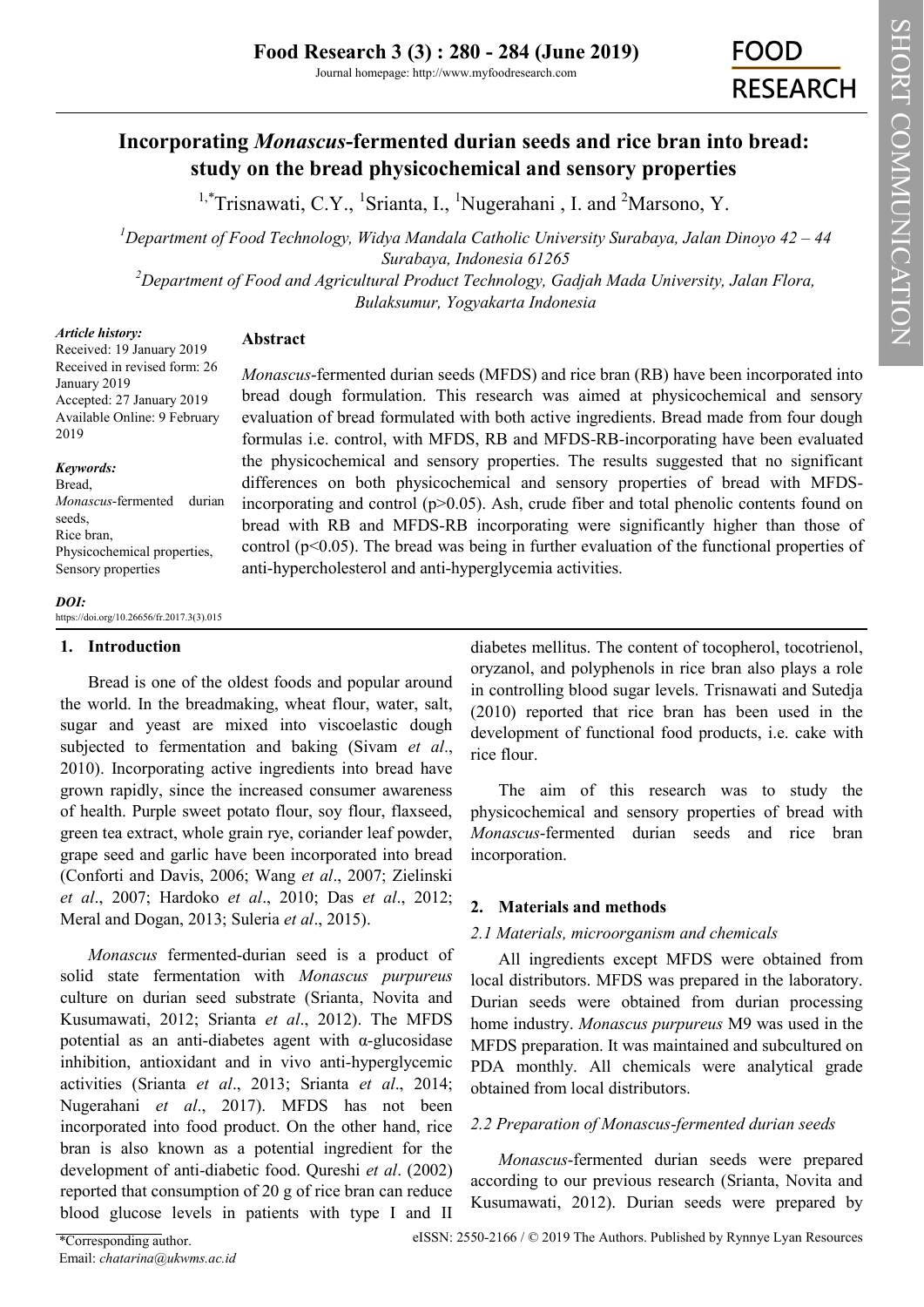# Incorporating *Monascus*-fermented durian seeds and rice bran into bread: study on the bread physicochemical and sensory properties

[1,*]Trisnawati, C.Y., [1]Srianta, I., [1]Nugerahani , I. and [2]Marsono, Y.

[1]*Department of Food Technology, Widya Mandala Catholic University Surabaya, Jalan Dinoyo 42 – 44 Surabaya, Indonesia 61265*

[2]*Department of Food and Agricultural Product Technology, Gadjah Mada University, Jalan Flora, Bulaksumur, Yogyakarta Indonesia*

***Article history:***
Received: 19 January 2019
Received in revised form: 26 January 2019
Accepted: 27 January 2019
Available Online: 9 February 2019

***Keywords:***
Bread,
*Monascus*-fermented durian seeds,
Rice bran,
Physicochemical properties,
Sensory properties

***DOI:***
https://doi.org/10.26656/fr.2017.3(3).015

## Abstract

*Monascus*-fermented durian seeds (MFDS) and rice bran (RB) have been incorporated into bread dough formulation. This research was aimed at physicochemical and sensory evaluation of bread formulated with both active ingredients. Bread made from four dough formulas i.e. control, with MFDS, RB and MFDS-RB-incorporating have been evaluated the physicochemical and sensory properties. The results suggested that no significant differences on both physicochemical and sensory properties of bread with MFDS-incorporating and control ($p>0.05$). Ash, crude fiber and total phenolic contents found on bread with RB and MFDS-RB incorporating were significantly higher than those of control ($p<0.05$). The bread was being in further evaluation of the functional properties of anti-hypercholesterol and anti-hyperglycemia activities.

## 1. Introduction

Bread is one of the oldest foods and popular around the world. In the breadmaking, wheat flour, water, salt, sugar and yeast are mixed into viscoelastic dough subjected to fermentation and baking (Sivam *et al*., 2010). Incorporating active ingredients into bread have grown rapidly, since the increased consumer awareness of health. Purple sweet potato flour, soy flour, flaxseed, green tea extract, whole grain rye, coriander leaf powder, grape seed and garlic have been incorporated into bread (Conforti and Davis, 2006; Wang *et al*., 2007; Zielinski *et al*., 2007; Hardoko *et al*., 2010; Das *et al*., 2012; Meral and Dogan, 2013; Suleria *et al*., 2015).

*Monascus* fermented-durian seed is a product of solid state fermentation with *Monascus purpureus* culture on durian seed substrate (Srianta, Novita and Kusumawati, 2012; Srianta *et al*., 2012). The MFDS potential as an anti-diabetes agent with α-glucosidase inhibition, antioxidant and in vivo anti-hyperglycemic activities (Srianta *et al*., 2013; Srianta *et al*., 2014; Nugerahani *et al*., 2017). MFDS has not been incorporated into food product. On the other hand, rice bran is also known as a potential ingredient for the development of anti-diabetic food. Qureshi *et al*. (2002) reported that consumption of 20 g of rice bran can reduce blood glucose levels in patients with type I and II diabetes mellitus. The content of tocopherol, tocotrienol, oryzanol, and polyphenols in rice bran also plays a role in controlling blood sugar levels. Trisnawati and Sutedja (2010) reported that rice bran has been used in the development of functional food products, i.e. cake with rice flour.

The aim of this research was to study the physicochemical and sensory properties of bread with *Monascus*-fermented durian seeds and rice bran incorporation.

## 2. Materials and methods

### *2.1 Materials, microorganism and chemicals*

All ingredients except MFDS were obtained from local distributors. MFDS was prepared in the laboratory. Durian seeds were obtained from durian processing home industry. *Monascus purpureus* M9 was used in the MFDS preparation. It was maintained and subcultured on PDA monthly. All chemicals were analytical grade obtained from local distributors.

### *2.2 Preparation of Monascus-fermented durian seeds*

*Monascus*-fermented durian seeds were prepared according to our previous research (Srianta, Novita and Kusumawati, 2012). Durian seeds were prepared by

\*Corresponding author.
Email: *chatarina@ukwms.ac.id*

eISSN: 2550-2166 / © 2019 The Authors. Published by Rynnye Lyan Resources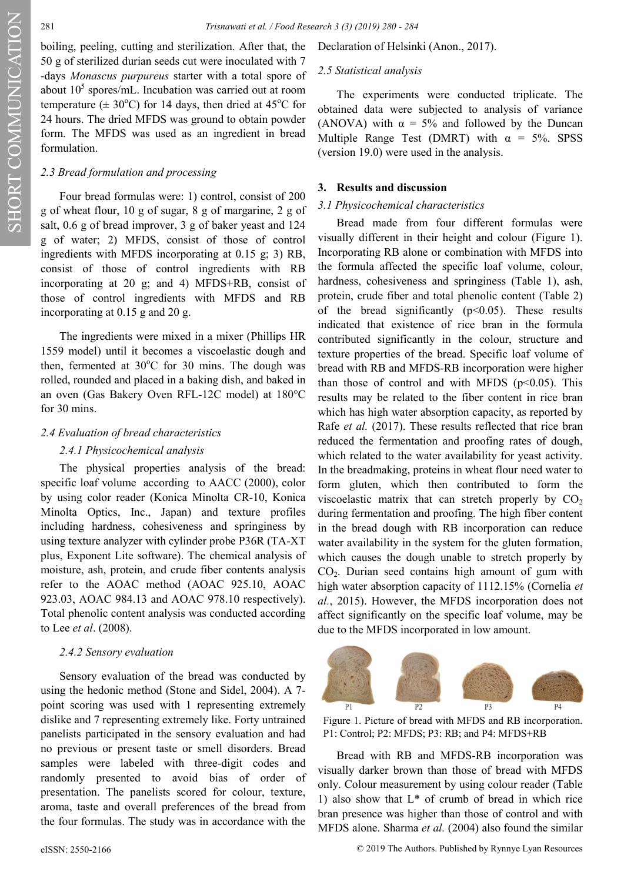boiling, peeling, cutting and sterilization. After that, the 50 g of sterilized durian seeds cut were inoculated with 7-days *Monascus purpureus* starter with a total spore of about $10^5$ spores/mL. Incubation was carried out at room temperature (± 30°C) for 14 days, then dried at 45°C for 24 hours. The dried MFDS was ground to obtain powder form. The MFDS was used as an ingredient in bread formulation.

### 2.3 Bread formulation and processing

Four bread formulas were: 1) control, consist of 200 g of wheat flour, 10 g of sugar, 8 g of margarine, 2 g of salt, 0.6 g of bread improver, 3 g of baker yeast and 124 g of water; 2) MFDS, consist of those of control ingredients with MFDS incorporating at 0.15 g; 3) RB, consist of those of control ingredients with RB incorporating at 20 g; and 4) MFDS+RB, consist of those of control ingredients with MFDS and RB incorporating at 0.15 g and 20 g.

The ingredients were mixed in a mixer (Phillips HR 1559 model) until it becomes a viscoelastic dough and then, fermented at 30°C for 30 mins. The dough was rolled, rounded and placed in a baking dish, and baked in an oven (Gas Bakery Oven RFL-12C model) at 180°C for 30 mins.

### 2.4 Evaluation of bread characteristics

#### 2.4.1 Physicochemical analysis

The physical properties analysis of the bread: specific loaf volume according to AACC (2000), color by using color reader (Konica Minolta CR-10, Konica Minolta Optics, Inc., Japan) and texture profiles including hardness, cohesiveness and springiness by using texture analyzer with cylinder probe P36R (TA-XT plus, Exponent Lite software). The chemical analysis of moisture, ash, protein, and crude fiber contents analysis refer to the AOAC method (AOAC 925.10, AOAC 923.03, AOAC 984.13 and AOAC 978.10 respectively). Total phenolic content analysis was conducted according to Lee *et al*. (2008).

#### 2.4.2 Sensory evaluation

Sensory evaluation of the bread was conducted by using the hedonic method (Stone and Sidel, 2004). A 7-point scoring was used with 1 representing extremely dislike and 7 representing extremely like. Forty untrained panelists participated in the sensory evaluation and had no previous or present taste or smell disorders. Bread samples were labeled with three-digit codes and randomly presented to avoid bias of order of presentation. The panelists scored for colour, texture, aroma, taste and overall preferences of the bread from the four formulas. The study was in accordance with the Declaration of Helsinki (Anon., 2017).

### 2.5 Statistical analysis

The experiments were conducted triplicate. The obtained data were subjected to analysis of variance (ANOVA) with $\alpha$ = 5% and followed by the Duncan Multiple Range Test (DMRT) with $\alpha$ = 5%. SPSS (version 19.0) were used in the analysis.

## 3. Results and discussion

### 3.1 Physicochemical characteristics

Bread made from four different formulas were visually different in their height and colour (Figure 1). Incorporating RB alone or combination with MFDS into the formula affected the specific loaf volume, colour, hardness, cohesiveness and springiness (Table 1), ash, protein, crude fiber and total phenolic content (Table 2) of the bread significantly ($p<0.05$). These results indicated that existence of rice bran in the formula contributed significantly in the colour, structure and texture properties of the bread. Specific loaf volume of bread with RB and MFDS-RB incorporation were higher than those of control and with MFDS ($p<0.05$). This results may be related to the fiber content in rice bran which has high water absorption capacity, as reported by Rafe *et al.* (2017). These results reflected that rice bran reduced the fermentation and proofing rates of dough, which related to the water availability for yeast activity. In the breadmaking, proteins in wheat flour need water to form gluten, which then contributed to form the viscoelastic matrix that can stretch properly by $CO_2$ during fermentation and proofing. The high fiber content in the bread dough with RB incorporation can reduce water availability in the system for the gluten formation, which causes the dough unable to stretch properly by $CO_2$. Durian seed contains high amount of gum with high water absorption capacity of 1112.15% (Cornelia *et al.*, 2015). However, the MFDS incorporation does not affect significantly on the specific loaf volume, may be due to the MFDS incorporated in low amount.

P1 P2 P3 P4

Figure 1. Picture of bread with MFDS and RB incorporation. P1: Control; P2: MFDS; P3: RB; and P4: MFDS+RB

Bread with RB and MFDS-RB incorporation was visually darker brown than those of bread with MFDS only. Colour measurement by using colour reader (Table 1) also show that L* of crumb of bread in which rice bran presence was higher than those of control and with MFDS alone. Sharma *et al.* (2004) also found the similar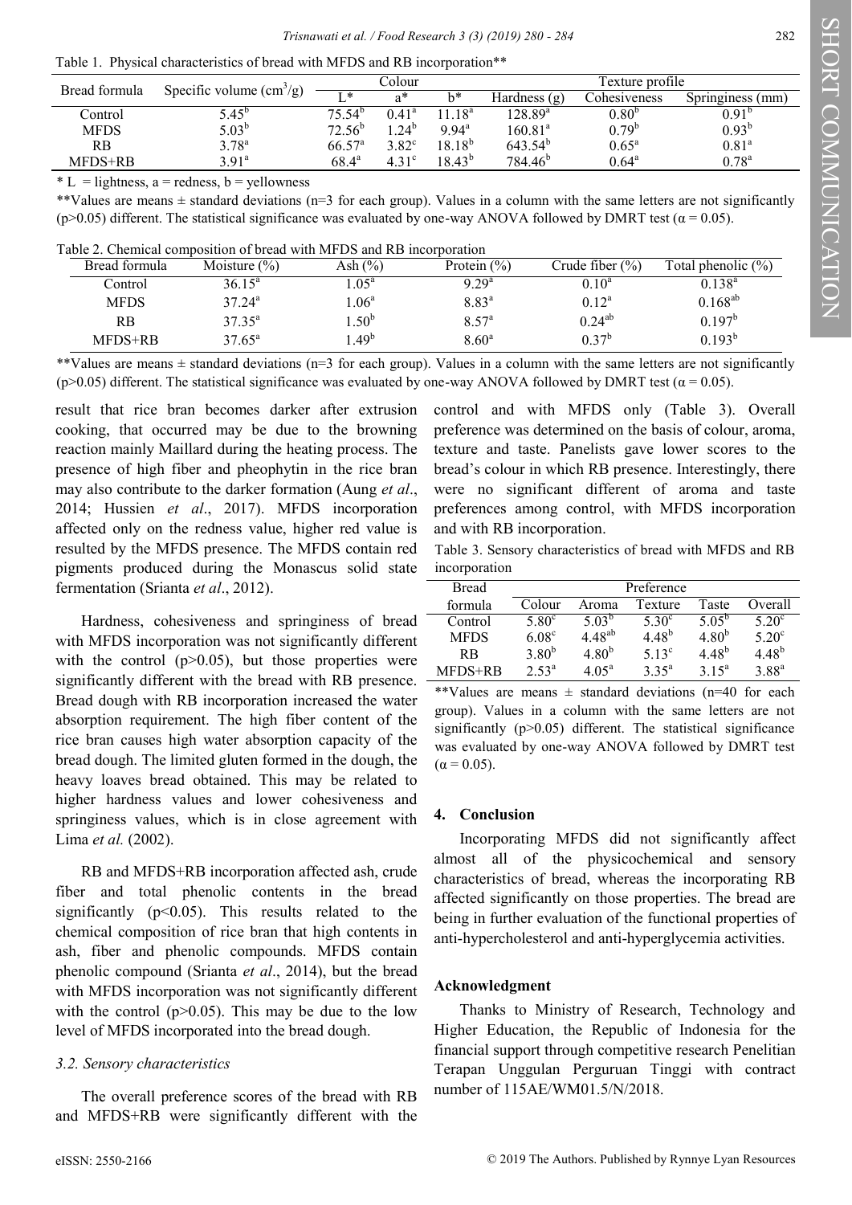Table 1. Physical characteristics of bread with MFDS and RB incorporation**

| Bread formula | Specific volume ($cm^3/g$) | Colour | | | Texture profile | | |
|---|---|---|---|---|---|---|---|
| | | L* | a* | b* | Hardness (g) | Cohesiveness | Springiness (mm) |
| Control | $5.45^b$ | $75.54^b$ | $0.41^a$ | $11.18^a$ | $128.89^a$ | $0.80^b$ | $0.91^b$ |
| MFDS | $5.03^b$ | $72.56^b$ | $1.24^b$ | $9.94^a$ | $160.81^a$ | $0.79^b$ | $0.93^b$ |
| RB | $3.78^a$ | $66.57^a$ | $3.82^c$ | $18.18^b$ | $643.54^b$ | $0.65^a$ | $0.81^a$ |
| MFDS+RB | $3.91^a$ | $68.4^a$ | $4.31^c$ | $18.43^b$ | $784.46^b$ | $0.64^a$ | $0.78^a$ |

\* L = lightness, a = redness, b = yellowness

\*\*Values are means ± standard deviations (n=3 for each group). Values in a column with the same letters are not significantly ($p>0.05$) different. The statistical significance was evaluated by one-way ANOVA followed by DMRT test ($\alpha = 0.05$).

Table 2. Chemical composition of bread with MFDS and RB incorporation

| Bread formula | Moisture (%) | Ash (%) | Protein (%) | Crude fiber (%) | Total phenolic (%) |
|---|---|---|---|---|---|
| Control | $36.15^a$ | $1.05^a$ | $9.29^a$ | $0.10^a$ | $0.138^a$ |
| MFDS | $37.24^a$ | $1.06^a$ | $8.83^a$ | $0.12^a$ | $0.168^{ab}$ |
| RB | $37.35^a$ | $1.50^b$ | $8.57^a$ | $0.24^{ab}$ | $0.197^b$ |
| MFDS+RB | $37.65^a$ | $1.49^b$ | $8.60^a$ | $0.37^b$ | $0.193^b$ |

\*\*Values are means ± standard deviations (n=3 for each group). Values in a column with the same letters are not significantly ($p>0.05$) different. The statistical significance was evaluated by one-way ANOVA followed by DMRT test ($\alpha = 0.05$).

result that rice bran becomes darker after extrusion cooking, that occurred may be due to the browning reaction mainly Maillard during the heating process. The presence of high fiber and pheophytin in the rice bran may also contribute to the darker formation (Aung *et al*., 2014; Hussien *et al*., 2017). MFDS incorporation affected only on the redness value, higher red value is resulted by the MFDS presence. The MFDS contain red pigments produced during the Monascus solid state fermentation (Srianta *et al*., 2012).

Hardness, cohesiveness and springiness of bread with MFDS incorporation was not significantly different with the control ($p>0.05$), but those properties were significantly different with the bread with RB presence. Bread dough with RB incorporation increased the water absorption requirement. The high fiber content of the rice bran causes high water absorption capacity of the bread dough. The limited gluten formed in the dough, the heavy loaves bread obtained. This may be related to higher hardness values and lower cohesiveness and springiness values, which is in close agreement with Lima *et al.* (2002).

RB and MFDS+RB incorporation affected ash, crude fiber and total phenolic contents in the bread significantly ($p<0.05$). This results related to the chemical composition of rice bran that high contents in ash, fiber and phenolic compounds. MFDS contain phenolic compound (Srianta *et al*., 2014), but the bread with MFDS incorporation was not significantly different with the control ($p>0.05$). This may be due to the low level of MFDS incorporated into the bread dough.

### *3.2. Sensory characteristics*

The overall preference scores of the bread with RB and MFDS+RB were significantly different with the control and with MFDS only (Table 3). Overall preference was determined on the basis of colour, aroma, texture and taste. Panelists gave lower scores to the bread's colour in which RB presence. Interestingly, there were no significant different of aroma and taste preferences among control, with MFDS incorporation and with RB incorporation.

Table 3. Sensory characteristics of bread with MFDS and RB incorporation

| Bread formula | Preference | | | | |
|---|---|---|---|---|---|
| | Colour | Aroma | Texture | Taste | Overall |
| Control | $5.80^c$ | $5.03^b$ | $5.30^c$ | $5.05^b$ | $5.20^c$ |
| MFDS | $6.08^c$ | $4.48^{ab}$ | $4.48^b$ | $4.80^b$ | $5.20^c$ |
| RB | $3.80^b$ | $4.80^b$ | $5.13^c$ | $4.48^b$ | $4.48^b$ |
| MFDS+RB | $2.53^a$ | $4.05^a$ | $3.35^a$ | $3.15^a$ | $3.88^a$ |

\*\*Values are means ± standard deviations (n=40 for each group). Values in a column with the same letters are not significantly ($p>0.05$) different. The statistical significance was evaluated by one-way ANOVA followed by DMRT test ($\alpha = 0.05$).

## 4. Conclusion

Incorporating MFDS did not significantly affect almost all of the physicochemical and sensory characteristics of bread, whereas the incorporating RB affected significantly on those properties. The bread are being in further evaluation of the functional properties of anti-hypercholesterol and anti-hyperglycemia activities.

## Acknowledgment

Thanks to Ministry of Research, Technology and Higher Education, the Republic of Indonesia for the financial support through competitive research Penelitian Terapan Unggulan Perguruan Tinggi with contract number of 115AE/WM01.5/N/2018.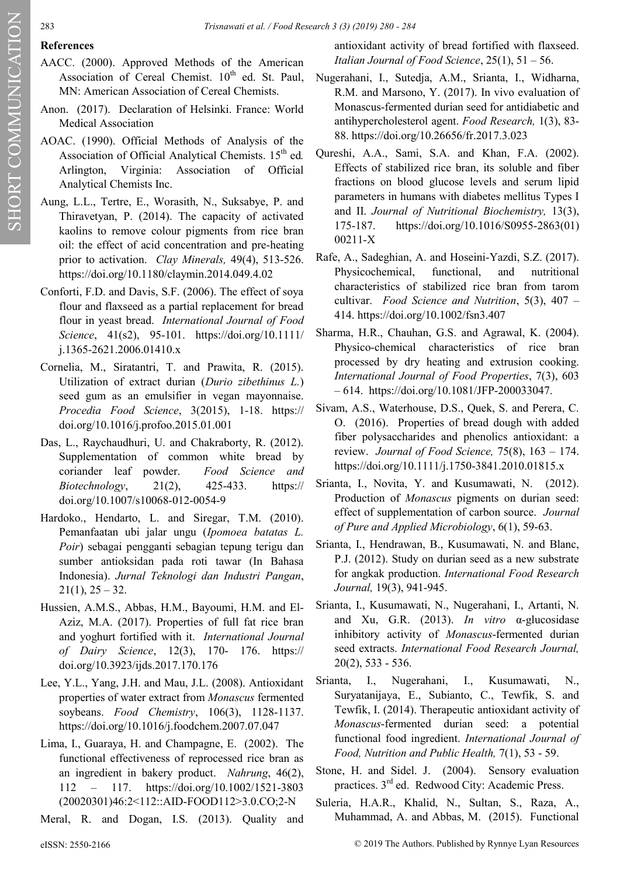## References

AACC. (2000). Approved Methods of the American Association of Cereal Chemist. 10th ed. St. Paul, MN: American Association of Cereal Chemists.

Anon. (2017). Declaration of Helsinki. France: World Medical Association

AOAC. (1990). Official Methods of Analysis of the Association of Official Analytical Chemists. 15th ed. Arlington, Virginia: Association of Official Analytical Chemists Inc.

Aung, L.L., Tertre, E., Worasith, N., Suksabye, P. and Thiravetyan, P. (2014). The capacity of activated kaolins to remove colour pigments from rice bran oil: the effect of acid concentration and pre-heating prior to activation. *Clay Minerals,* 49(4), 513-526. https://doi.org/10.1180/claymin.2014.049.4.02

Conforti, F.D. and Davis, S.F. (2006). The effect of soya flour and flaxseed as a partial replacement for bread flour in yeast bread. *International Journal of Food Science*, 41(s2), 95-101. https://doi.org/10.1111/j.1365-2621.2006.01410.x

Cornelia, M., Siratantri, T. and Prawita, R. (2015). Utilization of extract durian (*Durio zibethinus L.*) seed gum as an emulsifier in vegan mayonnaise. *Procedia Food Science*, 3(2015), 1-18. https://doi.org/10.1016/j.profoo.2015.01.001

Das, L., Raychaudhuri, U. and Chakraborty, R. (2012). Supplementation of common white bread by coriander leaf powder. *Food Science and Biotechnology*, 21(2), 425-433. https://doi.org/10.1007/s10068-012-0054-9

Hardoko., Hendarto, L. and Siregar, T.M. (2010). Pemanfaatan ubi jalar ungu (*Ipomoea batatas L. Poir*) sebagai pengganti sebagian tepung terigu dan sumber antioksidan pada roti tawar (In Bahasa Indonesia). *Jurnal Teknologi dan Industri Pangan*, 21(1), 25 – 32.

Hussien, A.M.S., Abbas, H.M., Bayoumi, H.M. and El-Aziz, M.A. (2017). Properties of full fat rice bran and yoghurt fortified with it. *International Journal of Dairy Science*, 12(3), 170- 176. https://doi.org/10.3923/ijds.2017.170.176

Lee, Y.L., Yang, J.H. and Mau, J.L. (2008). Antioxidant properties of water extract from *Monascus* fermented soybeans. *Food Chemistry*, 106(3), 1128-1137. https://doi.org/10.1016/j.foodchem.2007.07.047

Lima, I., Guaraya, H. and Champagne, E. (2002). The functional effectiveness of reprocessed rice bran as an ingredient in bakery product. *Nahrung*, 46(2), 112 – 117. https://doi.org/10.1002/1521-3803(20020301)46:2<112::AID-FOOD112>3.0.CO;2-N

Meral, R. and Dogan, I.S. (2013). Quality and antioxidant activity of bread fortified with flaxseed. *Italian Journal of Food Science*, 25(1), 51 – 56.

Nugerahani, I., Sutedja, A.M., Srianta, I., Widharna, R.M. and Marsono, Y. (2017). In vivo evaluation of Monascus-fermented durian seed for antidiabetic and antihypercholesterol agent. *Food Research,* 1(3), 83-88. https://doi.org/10.26656/fr.2017.3.023

Qureshi, A.A., Sami, S.A. and Khan, F.A. (2002). Effects of stabilized rice bran, its soluble and fiber fractions on blood glucose levels and serum lipid parameters in humans with diabetes mellitus Types I and II. *Journal of Nutritional Biochemistry,* 13(3), 175-187. https://doi.org/10.1016/S0955-2863(01)00211-X

Rafe, A., Sadeghian, A. and Hoseini-Yazdi, S.Z. (2017). Physicochemical, functional, and nutritional characteristics of stabilized rice bran from tarom cultivar. *Food Science and Nutrition*, 5(3), 407 – 414. https://doi.org/10.1002/fsn3.407

Sharma, H.R., Chauhan, G.S. and Agrawal, K. (2004). Physico-chemical characteristics of rice bran processed by dry heating and extrusion cooking. *International Journal of Food Properties*, 7(3), 603 – 614. https://doi.org/10.1081/JFP-200033047.

Sivam, A.S., Waterhouse, D.S., Quek, S. and Perera, C. O. (2016). Properties of bread dough with added fiber polysaccharides and phenolics antioxidant: a review. *Journal of Food Science,* 75(8), 163 – 174. https://doi.org/10.1111/j.1750-3841.2010.01815.x

Srianta, I., Novita, Y. and Kusumawati, N. (2012). Production of *Monascus* pigments on durian seed: effect of supplementation of carbon source. *Journal of Pure and Applied Microbiology*, 6(1), 59-63.

Srianta, I., Hendrawan, B., Kusumawati, N. and Blanc, P.J. (2012). Study on durian seed as a new substrate for angkak production. *International Food Research Journal,* 19(3), 941-945.

Srianta, I., Kusumawati, N., Nugerahani, I., Artanti, N. and Xu, G.R. (2013). *In vitro* α-glucosidase inhibitory activity of *Monascus*-fermented durian seed extracts. *International Food Research Journal,* 20(2), 533 - 536.

Srianta, I., Nugerahani, I., Kusumawati, N., Suryatanijaya, E., Subianto, C., Tewfik, S. and Tewfik, I. (2014). Therapeutic antioxidant activity of *Monascus*-fermented durian seed: a potential functional food ingredient. *International Journal of Food, Nutrition and Public Health,* 7(1), 53 - 59.

Stone, H. and Sidel. J. (2004). Sensory evaluation practices. 3rd ed. Redwood City: Academic Press.

Suleria, H.A.R., Khalid, N., Sultan, S., Raza, A., Muhammad, A. and Abbas, M. (2015). Functional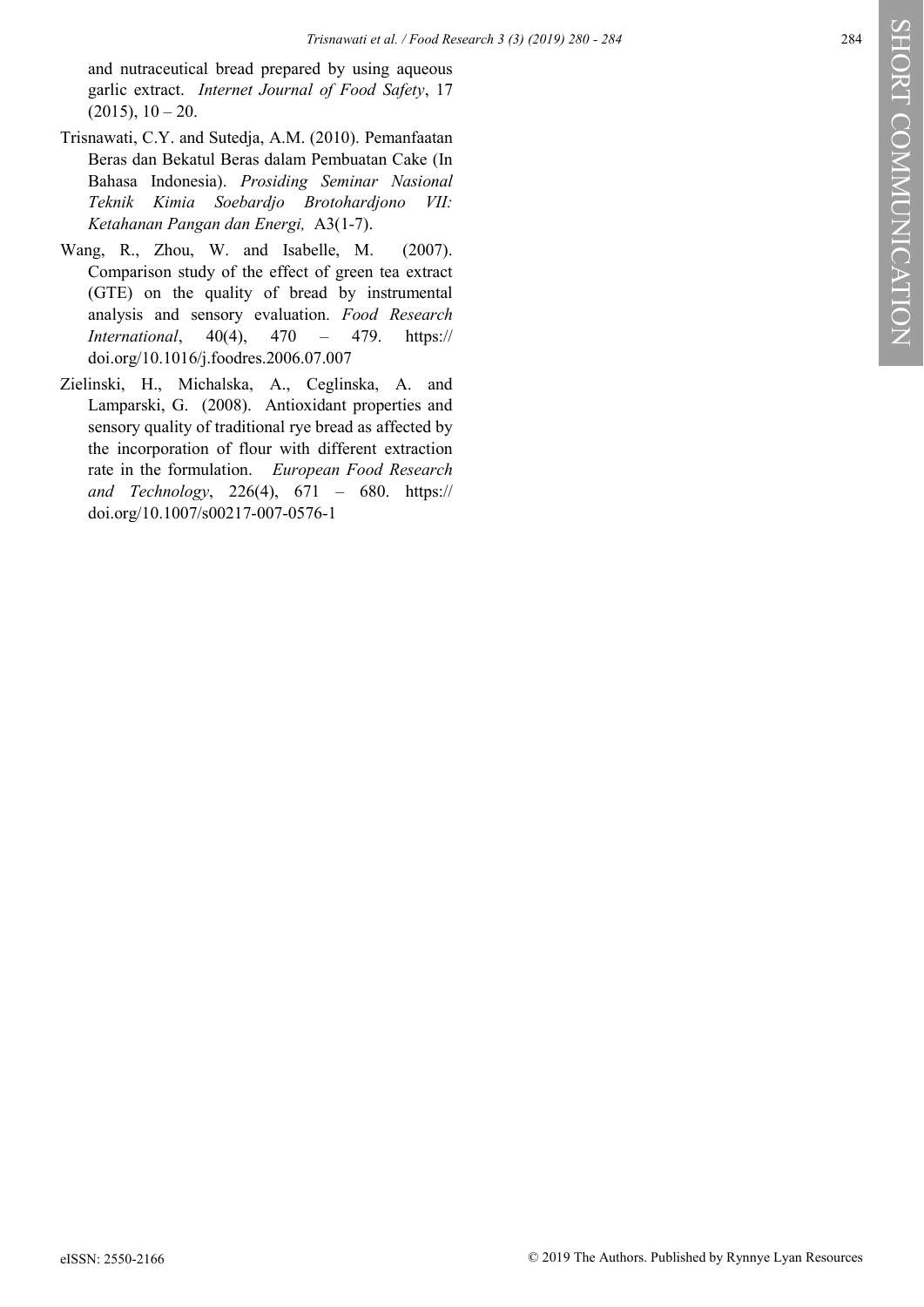and nutraceutical bread prepared by using aqueous garlic extract. *Internet Journal of Food Safety*, 17 (2015), 10 – 20.

Trisnawati, C.Y. and Sutedja, A.M. (2010). Pemanfaatan Beras dan Bekatul Beras dalam Pembuatan Cake (In Bahasa Indonesia). *Prosiding Seminar Nasional Teknik Kimia Soebardjo Brotohardjono VII: Ketahanan Pangan dan Energi,* A3(1-7).

Wang, R., Zhou, W. and Isabelle, M. (2007). Comparison study of the effect of green tea extract (GTE) on the quality of bread by instrumental analysis and sensory evaluation. *Food Research International*, 40(4), 470 – 479. https://doi.org/10.1016/j.foodres.2006.07.007

Zielinski, H., Michalska, A., Ceglinska, A. and Lamparski, G. (2008). Antioxidant properties and sensory quality of traditional rye bread as affected by the incorporation of flour with different extraction rate in the formulation. *European Food Research and Technology*, 226(4), 671 – 680. https://doi.org/10.1007/s00217-007-0576-1